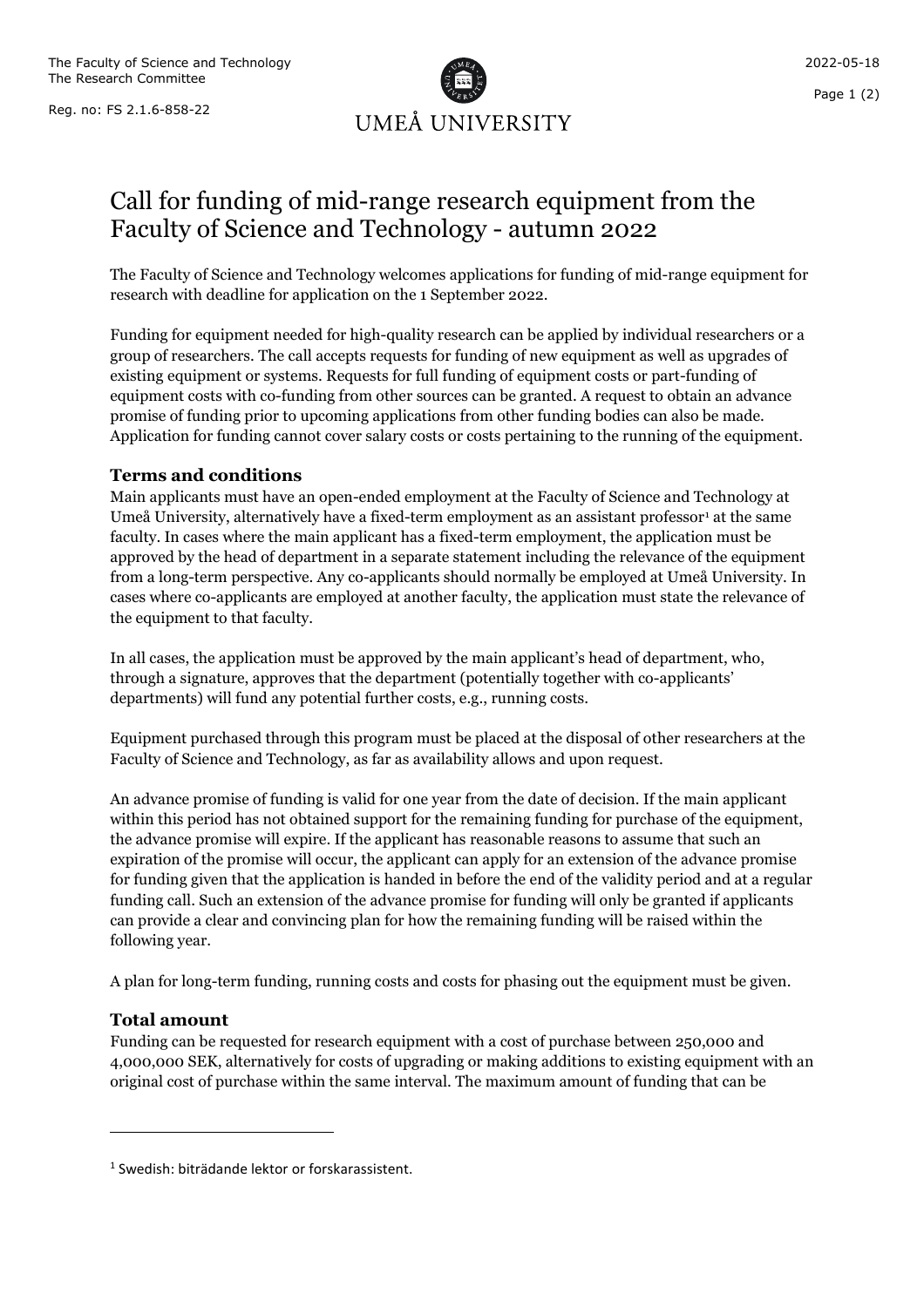The Faculty of Science and Technology
The Research Committee

Reg. no: FS 2.1.6-858-22

2022-05-18

# Call for funding of mid-range research equipment from the Faculty of Science and Technology - autumn 2022

The Faculty of Science and Technology welcomes applications for funding of mid-range equipment for research with deadline for application on the 1 September 2022.

Funding for equipment needed for high-quality research can be applied by individual researchers or a group of researchers. The call accepts requests for funding of new equipment as well as upgrades of existing equipment or systems. Requests for full funding of equipment costs or part-funding of equipment costs with co-funding from other sources can be granted. A request to obtain an advance promise of funding prior to upcoming applications from other funding bodies can also be made. Application for funding cannot cover salary costs or costs pertaining to the running of the equipment.

## Terms and conditions

Main applicants must have an open-ended employment at the Faculty of Science and Technology at Umeå University, alternatively have a fixed-term employment as an assistant professor[1] at the same faculty. In cases where the main applicant has a fixed-term employment, the application must be approved by the head of department in a separate statement including the relevance of the equipment from a long-term perspective. Any co-applicants should normally be employed at Umeå University. In cases where co-applicants are employed at another faculty, the application must state the relevance of the equipment to that faculty.

In all cases, the application must be approved by the main applicant's head of department, who, through a signature, approves that the department (potentially together with co-applicants' departments) will fund any potential further costs, e.g., running costs.

Equipment purchased through this program must be placed at the disposal of other researchers at the Faculty of Science and Technology, as far as availability allows and upon request.

An advance promise of funding is valid for one year from the date of decision. If the main applicant within this period has not obtained support for the remaining funding for purchase of the equipment, the advance promise will expire. If the applicant has reasonable reasons to assume that such an expiration of the promise will occur, the applicant can apply for an extension of the advance promise for funding given that the application is handed in before the end of the validity period and at a regular funding call. Such an extension of the advance promise for funding will only be granted if applicants can provide a clear and convincing plan for how the remaining funding will be raised within the following year.

A plan for long-term funding, running costs and costs for phasing out the equipment must be given.

## Total amount

Funding can be requested for research equipment with a cost of purchase between 250,000 and 4,000,000 SEK, alternatively for costs of upgrading or making additions to existing equipment with an original cost of purchase within the same interval. The maximum amount of funding that can be

[1] Swedish: biträdande lektor or forskarassistent.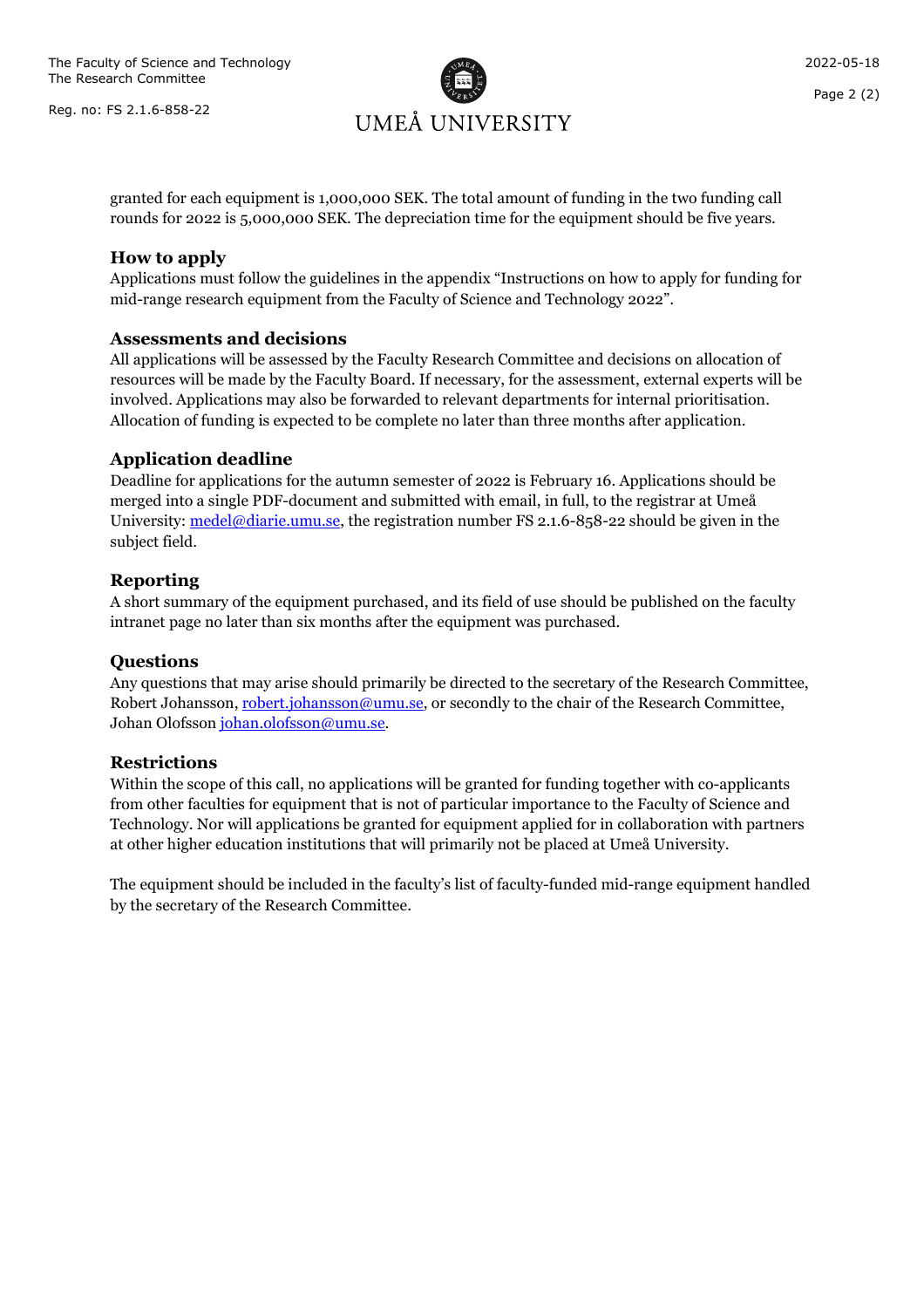granted for each equipment is 1,000,000 SEK. The total amount of funding in the two funding call rounds for 2022 is 5,000,000 SEK. The depreciation time for the equipment should be five years.

## How to apply

Applications must follow the guidelines in the appendix "Instructions on how to apply for funding for mid-range research equipment from the Faculty of Science and Technology 2022".

## Assessments and decisions

All applications will be assessed by the Faculty Research Committee and decisions on allocation of resources will be made by the Faculty Board. If necessary, for the assessment, external experts will be involved. Applications may also be forwarded to relevant departments for internal prioritisation. Allocation of funding is expected to be complete no later than three months after application.

## Application deadline

Deadline for applications for the autumn semester of 2022 is February 16. Applications should be merged into a single PDF-document and submitted with email, in full, to the registrar at Umeå University: medel@diarie.umu.se, the registration number FS 2.1.6-858-22 should be given in the subject field.

## Reporting

A short summary of the equipment purchased, and its field of use should be published on the faculty intranet page no later than six months after the equipment was purchased.

## Questions

Any questions that may arise should primarily be directed to the secretary of the Research Committee, Robert Johansson, robert.johansson@umu.se, or secondly to the chair of the Research Committee, Johan Olofsson johan.olofsson@umu.se.

## Restrictions

Within the scope of this call, no applications will be granted for funding together with co-applicants from other faculties for equipment that is not of particular importance to the Faculty of Science and Technology. Nor will applications be granted for equipment applied for in collaboration with partners at other higher education institutions that will primarily not be placed at Umeå University.

The equipment should be included in the faculty's list of faculty-funded mid-range equipment handled by the secretary of the Research Committee.